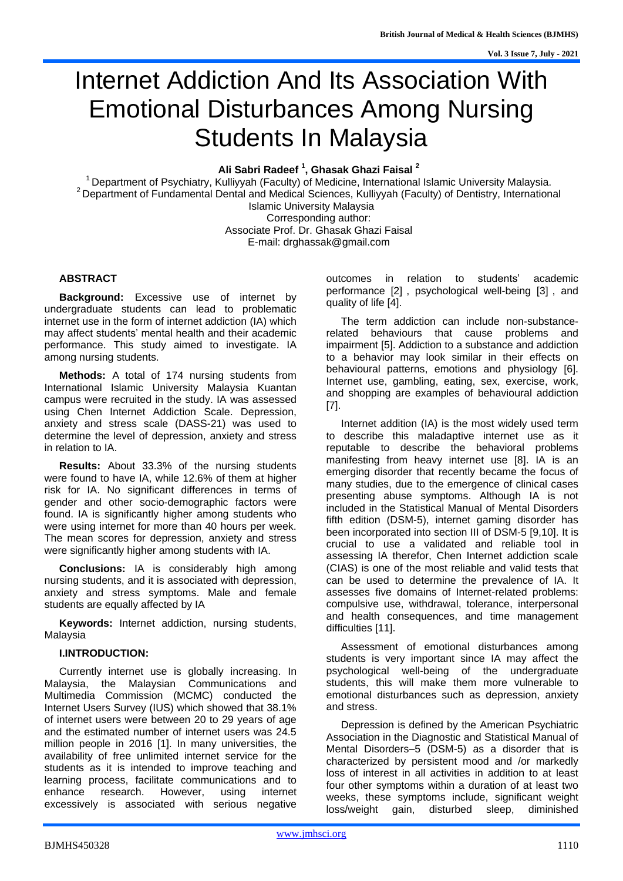# Internet Addiction And Its Association With Emotional Disturbances Among Nursing Students In Malaysia

**Ali Sabri Radeef [1], Ghasak Ghazi Faisal [2]**

[1] Department of Psychiatry, Kulliyyah (Faculty) of Medicine, International Islamic University Malaysia.
[2] Department of Fundamental Dental and Medical Sciences, Kulliyyah (Faculty) of Dentistry, International Islamic University Malaysia
Corresponding author:
Associate Prof. Dr. Ghasak Ghazi Faisal
E-mail: drghassak@gmail.com

## ABSTRACT

**Background:** Excessive use of internet by undergraduate students can lead to problematic internet use in the form of internet addiction (IA) which may affect students' mental health and their academic performance. This study aimed to investigate. IA among nursing students.

**Methods:** A total of 174 nursing students from International Islamic University Malaysia Kuantan campus were recruited in the study. IA was assessed using Chen Internet Addiction Scale. Depression, anxiety and stress scale (DASS-21) was used to determine the level of depression, anxiety and stress in relation to IA.

**Results:** About 33.3% of the nursing students were found to have IA, while 12.6% of them at higher risk for IA. No significant differences in terms of gender and other socio-demographic factors were found. IA is significantly higher among students who were using internet for more than 40 hours per week. The mean scores for depression, anxiety and stress were significantly higher among students with IA.

**Conclusions:** IA is considerably high among nursing students, and it is associated with depression, anxiety and stress symptoms. Male and female students are equally affected by IA

**Keywords:** Internet addiction, nursing students, Malaysia

## I.INTRODUCTION:

Currently internet use is globally increasing. In Malaysia, the Malaysian Communications and Multimedia Commission (MCMC) conducted the Internet Users Survey (IUS) which showed that 38.1% of internet users were between 20 to 29 years of age and the estimated number of internet users was 24.5 million people in 2016 [1]. In many universities, the availability of free unlimited internet service for the students as it is intended to improve teaching and learning process, facilitate communications and to enhance research. However, using internet excessively is associated with serious negative outcomes in relation to students' academic performance [2] , psychological well-being [3] , and quality of life [4].

The term addiction can include non-substance-related behaviours that cause problems and impairment [5]. Addiction to a substance and addiction to a behavior may look similar in their effects on behavioural patterns, emotions and physiology [6]. Internet use, gambling, eating, sex, exercise, work, and shopping are examples of behavioural addiction [7].

Internet addition (IA) is the most widely used term to describe this maladaptive internet use as it reputable to describe the behavioral problems manifesting from heavy internet use [8]. IA is an emerging disorder that recently became the focus of many studies, due to the emergence of clinical cases presenting abuse symptoms. Although IA is not included in the Statistical Manual of Mental Disorders fifth edition (DSM-5), internet gaming disorder has been incorporated into section III of DSM-5 [9,10]. It is crucial to use a validated and reliable tool in assessing IA therefor, Chen Internet addiction scale (CIAS) is one of the most reliable and valid tests that can be used to determine the prevalence of IA. It assesses five domains of Internet-related problems: compulsive use, withdrawal, tolerance, interpersonal and health consequences, and time management difficulties [11].

Assessment of emotional disturbances among students is very important since IA may affect the psychological well-being of the undergraduate students, this will make them more vulnerable to emotional disturbances such as depression, anxiety and stress.

Depression is defined by the American Psychiatric Association in the Diagnostic and Statistical Manual of Mental Disorders–5 (DSM-5) as a disorder that is characterized by persistent mood and /or markedly loss of interest in all activities in addition to at least four other symptoms within a duration of at least two weeks, these symptoms include, significant weight loss/weight gain, disturbed sleep, diminished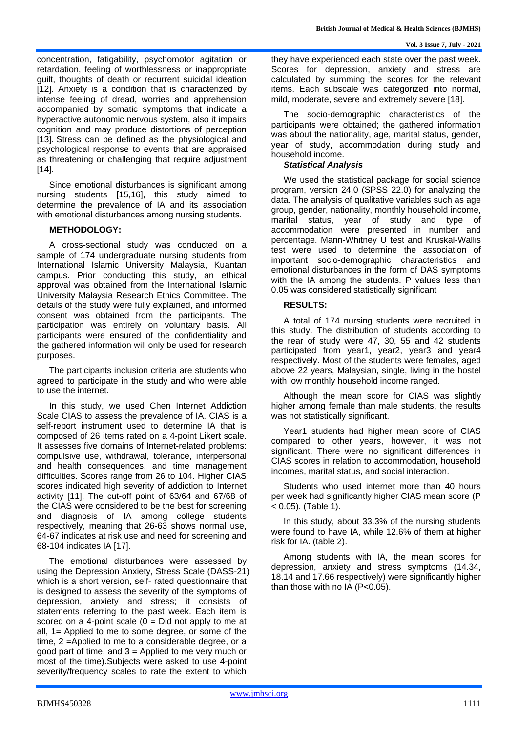concentration, fatigability, psychomotor agitation or retardation, feeling of worthlessness or inappropriate guilt, thoughts of death or recurrent suicidal ideation [12]. Anxiety is a condition that is characterized by intense feeling of dread, worries and apprehension accompanied by somatic symptoms that indicate a hyperactive autonomic nervous system, also it impairs cognition and may produce distortions of perception [13]. Stress can be defined as the physiological and psychological response to events that are appraised as threatening or challenging that require adjustment [14].

Since emotional disturbances is significant among nursing students [15,16], this study aimed to determine the prevalence of IA and its association with emotional disturbances among nursing students.

**METHODOLOGY:**

A cross-sectional study was conducted on a sample of 174 undergraduate nursing students from International Islamic University Malaysia, Kuantan campus. Prior conducting this study, an ethical approval was obtained from the International Islamic University Malaysia Research Ethics Committee. The details of the study were fully explained, and informed consent was obtained from the participants. The participation was entirely on voluntary basis. All participants were ensured of the confidentiality and the gathered information will only be used for research purposes.

The participants inclusion criteria are students who agreed to participate in the study and who were able to use the internet.

In this study, we used Chen Internet Addiction Scale CIAS to assess the prevalence of IA. CIAS is a self-report instrument used to determine IA that is composed of 26 items rated on a 4-point Likert scale. It assesses five domains of Internet-related problems: compulsive use, withdrawal, tolerance, interpersonal and health consequences, and time management difficulties. Scores range from 26 to 104. Higher CIAS scores indicated high severity of addiction to Internet activity [11]. The cut-off point of 63/64 and 67/68 of the CIAS were considered to be the best for screening and diagnosis of IA among college students respectively, meaning that 26-63 shows normal use, 64-67 indicates at risk use and need for screening and 68-104 indicates IA [17].

The emotional disturbances were assessed by using the Depression Anxiety, Stress Scale (DASS-21) which is a short version, self- rated questionnaire that is designed to assess the severity of the symptoms of depression, anxiety and stress; it consists of statements referring to the past week. Each item is scored on a 4-point scale (0 = Did not apply to me at all, 1= Applied to me to some degree, or some of the time, 2 =Applied to me to a considerable degree, or a good part of time, and 3 = Applied to me very much or most of the time).Subjects were asked to use 4-point severity/frequency scales to rate the extent to which they have experienced each state over the past week. Scores for depression, anxiety and stress are calculated by summing the scores for the relevant items. Each subscale was categorized into normal, mild, moderate, severe and extremely severe [18].

The socio-demographic characteristics of the participants were obtained; the gathered information was about the nationality, age, marital status, gender, year of study, accommodation during study and household income.

***Statistical Analysis***

We used the statistical package for social science program, version 24.0 (SPSS 22.0) for analyzing the data. The analysis of qualitative variables such as age group, gender, nationality, monthly household income, marital status, year of study and type of accommodation were presented in number and percentage. Mann-Whitney U test and Kruskal-Wallis test were used to determine the association of important socio-demographic characteristics and emotional disturbances in the form of DAS symptoms with the IA among the students. P values less than 0.05 was considered statistically significant

**RESULTS:**

A total of 174 nursing students were recruited in this study. The distribution of students according to the rear of study were 47, 30, 55 and 42 students participated from year1, year2, year3 and year4 respectively. Most of the students were females, aged above 22 years, Malaysian, single, living in the hostel with low monthly household income ranged.

Although the mean score for CIAS was slightly higher among female than male students, the results was not statistically significant.

Year1 students had higher mean score of CIAS compared to other years, however, it was not significant. There were no significant differences in CIAS scores in relation to accommodation, household incomes, marital status, and social interaction.

Students who used internet more than 40 hours per week had significantly higher CIAS mean score ($P < 0.05$). (Table 1).

In this study, about 33.3% of the nursing students were found to have IA, while 12.6% of them at higher risk for IA. (table 2).

Among students with IA, the mean scores for depression, anxiety and stress symptoms (14.34, 18.14 and 17.66 respectively) were significantly higher than those with no IA ($P<0.05$).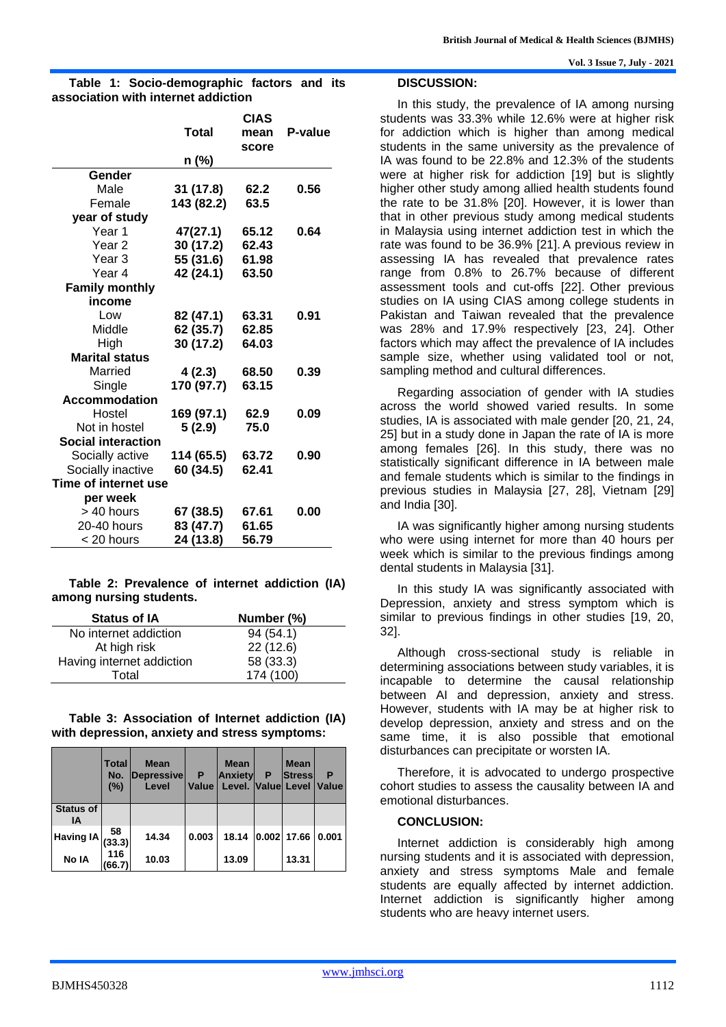**Table 1: Socio-demographic factors and its association with internet addiction**

| | Total n (%) | CIAS mean score | P-value |
|---|---|---|---|
| **Gender** | | | |
| Male | **31 (17.8)** | **62.2** | **0.56** |
| Female | **143 (82.2)** | **63.5** | |
| **year of study** | | | |
| Year 1 | **47(27.1)** | **65.12** | **0.64** |
| Year 2 | **30 (17.2)** | **62.43** | |
| Year 3 | **55 (31.6)** | **61.98** | |
| Year 4 | **42 (24.1)** | **63.50** | |
| **Family monthly income** | | | |
| Low | **82 (47.1)** | **63.31** | **0.91** |
| Middle | **62 (35.7)** | **62.85** | |
| High | **30 (17.2)** | **64.03** | |
| **Marital status** | | | |
| Married | **4 (2.3)** | **68.50** | **0.39** |
| Single | **170 (97.7)** | **63.15** | |
| **Accommodation** | | | |
| Hostel | **169 (97.1)** | **62.9** | **0.09** |
| Not in hostel | **5 (2.9)** | **75.0** | |
| **Social interaction** | | | |
| Socially active | **114 (65.5)** | **63.72** | **0.90** |
| Socially inactive | **60 (34.5)** | **62.41** | |
| **Time of internet use per week** | | | |
| > 40 hours | **67 (38.5)** | **67.61** | **0.00** |
| 20-40 hours | **83 (47.7)** | **61.65** | |
| < 20 hours | **24 (13.8)** | **56.79** | |

**Table 2: Prevalence of internet addiction (IA) among nursing students.**

| Status of IA | Number (%) |
|---|---|
| No internet addiction | 94 (54.1) |
| At high risk | 22 (12.6) |
| Having internet addiction | 58 (33.3) |
| Total | 174 (100) |

**Table 3: Association of Internet addiction (IA) with depression, anxiety and stress symptoms:**

| | Total No. (%) | Mean Depressive Level | P Value | Mean Anxiety Level. | P Value | Mean Stress Level | P Value |
|---|---|---|---|---|---|---|---|
| **Status of IA** | | | | | | | |
| **Having IA** | 58 (33.3) | 14.34 | 0.003 | 18.14 | 0.002 | 17.66 | 0.001 |
| **No IA** | 116 (66.7) | 10.03 | | 13.09 | | 13.31 | |

## DISCUSSION:

In this study, the prevalence of IA among nursing students was 33.3% while 12.6% were at higher risk for addiction which is higher than among medical students in the same university as the prevalence of IA was found to be 22.8% and 12.3% of the students were at higher risk for addiction [19] but is slightly higher other study among allied health students found the rate to be 31.8% [20]. However, it is lower than that in other previous study among medical students in Malaysia using internet addiction test in which the rate was found to be 36.9% [21]. A previous review in assessing IA has revealed that prevalence rates range from 0.8% to 26.7% because of different assessment tools and cut-offs [22]. Other previous studies on IA using CIAS among college students in Pakistan and Taiwan revealed that the prevalence was 28% and 17.9% respectively [23, 24]. Other factors which may affect the prevalence of IA includes sample size, whether using validated tool or not, sampling method and cultural differences.

Regarding association of gender with IA studies across the world showed varied results. In some studies, IA is associated with male gender [20, 21, 24, 25] but in a study done in Japan the rate of IA is more among females [26]. In this study, there was no statistically significant difference in IA between male and female students which is similar to the findings in previous studies in Malaysia [27, 28], Vietnam [29] and India [30].

IA was significantly higher among nursing students who were using internet for more than 40 hours per week which is similar to the previous findings among dental students in Malaysia [31].

In this study IA was significantly associated with Depression, anxiety and stress symptom which is similar to previous findings in other studies [19, 20, 32].

Although cross-sectional study is reliable in determining associations between study variables, it is incapable to determine the causal relationship between AI and depression, anxiety and stress. However, students with IA may be at higher risk to develop depression, anxiety and stress and on the same time, it is also possible that emotional disturbances can precipitate or worsten IA.

Therefore, it is advocated to undergo prospective cohort studies to assess the causality between IA and emotional disturbances.

## CONCLUSION:

Internet addiction is considerably high among nursing students and it is associated with depression, anxiety and stress symptoms Male and female students are equally affected by internet addiction. Internet addiction is significantly higher among students who are heavy internet users.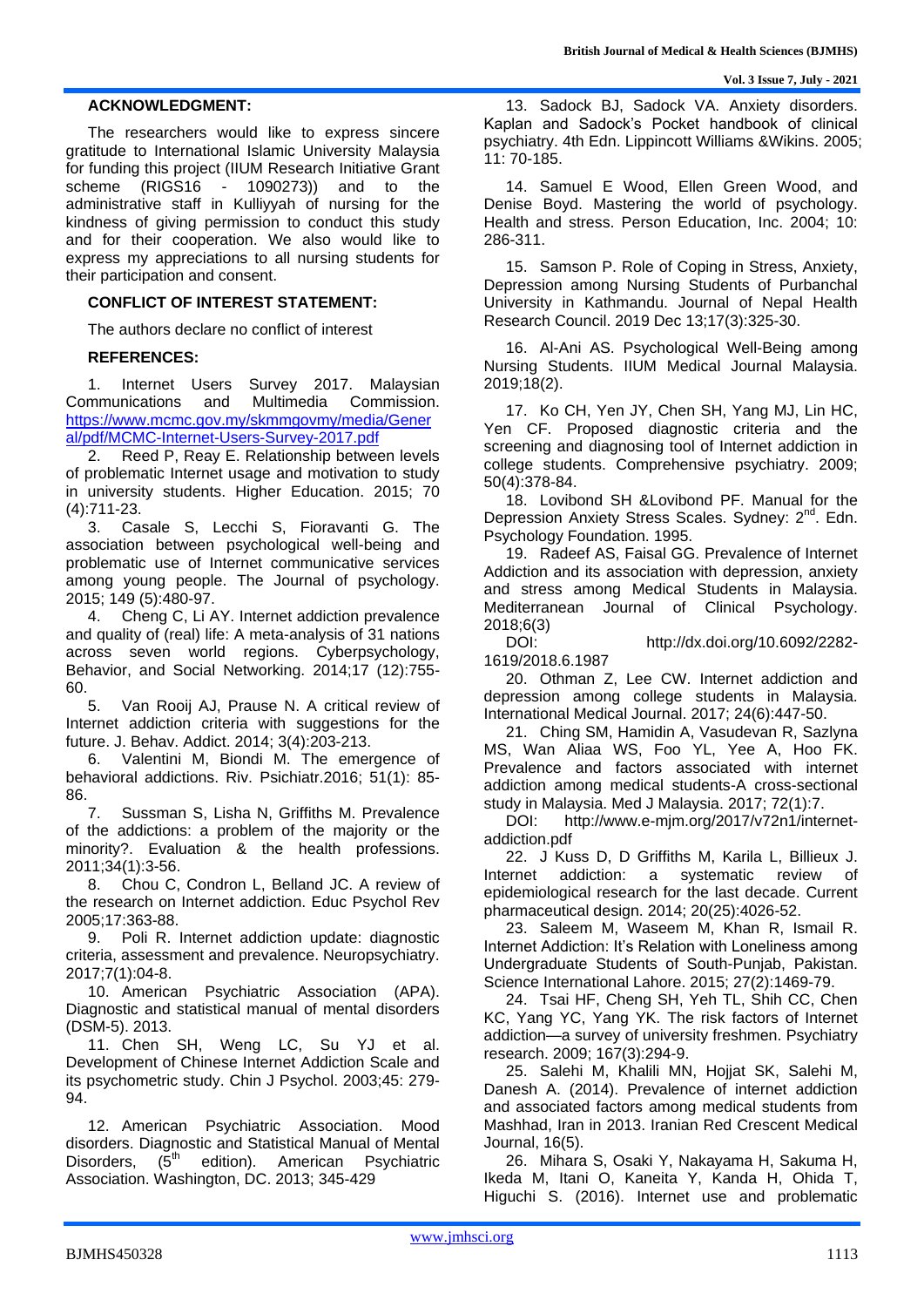**ACKNOWLEDGMENT:**

The researchers would like to express sincere gratitude to International Islamic University Malaysia for funding this project (IIUM Research Initiative Grant scheme (RIGS16 - 1090273)) and to the administrative staff in Kulliyyah of nursing for the kindness of giving permission to conduct this study and for their cooperation. We also would like to express my appreciations to all nursing students for their participation and consent.

**CONFLICT OF INTEREST STATEMENT:**

The authors declare no conflict of interest

**REFERENCES:**

1. Internet Users Survey 2017. Malaysian Communications and Multimedia Commission. https://www.mcmc.gov.my/skmmgovmy/media/General/pdf/MCMC-Internet-Users-Survey-2017.pdf
2. Reed P, Reay E. Relationship between levels of problematic Internet usage and motivation to study in university students. Higher Education. 2015; 70 (4):711-23.
3. Casale S, Lecchi S, Fioravanti G. The association between psychological well-being and problematic use of Internet communicative services among young people. The Journal of psychology. 2015; 149 (5):480-97.
4. Cheng C, Li AY. Internet addiction prevalence and quality of (real) life: A meta-analysis of 31 nations across seven world regions. Cyberpsychology, Behavior, and Social Networking. 2014;17 (12):755-60.
5. Van Rooij AJ, Prause N. A critical review of Internet addiction criteria with suggestions for the future. J. Behav. Addict. 2014; 3(4):203-213.
6. Valentini M, Biondi M. The emergence of behavioral addictions. Riv. Psichiatr.2016; 51(1): 85-86.
7. Sussman S, Lisha N, Griffiths M. Prevalence of the addictions: a problem of the majority or the minority?. Evaluation & the health professions. 2011;34(1):3-56.
8. Chou C, Condron L, Belland JC. A review of the research on Internet addiction. Educ Psychol Rev 2005;17:363-88.
9. Poli R. Internet addiction update: diagnostic criteria, assessment and prevalence. Neuropsychiatry. 2017;7(1):04-8.
10. American Psychiatric Association (APA). Diagnostic and statistical manual of mental disorders (DSM-5). 2013.
11. Chen SH, Weng LC, Su YJ et al. Development of Chinese Internet Addiction Scale and its psychometric study. Chin J Psychol. 2003;45: 279-94.
12. American Psychiatric Association. Mood disorders. Diagnostic and Statistical Manual of Mental Disorders, (5th edition). American Psychiatric Association. Washington, DC. 2013; 345-429
13. Sadock BJ, Sadock VA. Anxiety disorders. Kaplan and Sadock's Pocket handbook of clinical psychiatry. 4th Edn. Lippincott Williams &Wikins. 2005; 11: 70-185.
14. Samuel E Wood, Ellen Green Wood, and Denise Boyd. Mastering the world of psychology. Health and stress. Person Education, Inc. 2004; 10: 286-311.
15. Samson P. Role of Coping in Stress, Anxiety, Depression among Nursing Students of Purbanchal University in Kathmandu. Journal of Nepal Health Research Council. 2019 Dec 13;17(3):325-30.
16. Al-Ani AS. Psychological Well-Being among Nursing Students. IIUM Medical Journal Malaysia. 2019;18(2).
17. Ko CH, Yen JY, Chen SH, Yang MJ, Lin HC, Yen CF. Proposed diagnostic criteria and the screening and diagnosing tool of Internet addiction in college students. Comprehensive psychiatry. 2009; 50(4):378-84.
18. Lovibond SH &Lovibond PF. Manual for the Depression Anxiety Stress Scales. Sydney: 2nd. Edn. Psychology Foundation. 1995.
19. Radeef AS, Faisal GG. Prevalence of Internet Addiction and its association with depression, anxiety and stress among Medical Students in Malaysia. Mediterranean Journal of Clinical Psychology. 2018;6(3) DOI: http://dx.doi.org/10.6092/2282-1619/2018.6.1987
20. Othman Z, Lee CW. Internet addiction and depression among college students in Malaysia. International Medical Journal. 2017; 24(6):447-50.
21. Ching SM, Hamidin A, Vasudevan R, Sazlyna MS, Wan Aliaa WS, Foo YL, Yee A, Hoo FK. Prevalence and factors associated with internet addiction among medical students-A cross-sectional study in Malaysia. Med J Malaysia. 2017; 72(1):7. DOI: http://www.e-mjm.org/2017/v72n1/internet-addiction.pdf
22. J Kuss D, D Griffiths M, Karila L, Billieux J. Internet addiction: a systematic review of epidemiological research for the last decade. Current pharmaceutical design. 2014; 20(25):4026-52.
23. Saleem M, Waseem M, Khan R, Ismail R. Internet Addiction: It's Relation with Loneliness among Undergraduate Students of South-Punjab, Pakistan. Science International Lahore. 2015; 27(2):1469-79.
24. Tsai HF, Cheng SH, Yeh TL, Shih CC, Chen KC, Yang YC, Yang YK. The risk factors of Internet addiction—a survey of university freshmen. Psychiatry research. 2009; 167(3):294-9.
25. Salehi M, Khalili MN, Hojjat SK, Salehi M, Danesh A. (2014). Prevalence of internet addiction and associated factors among medical students from Mashhad, Iran in 2013. Iranian Red Crescent Medical Journal, 16(5).
26. Mihara S, Osaki Y, Nakayama H, Sakuma H, Ikeda M, Itani O, Kaneita Y, Kanda H, Ohida T, Higuchi S. (2016). Internet use and problematic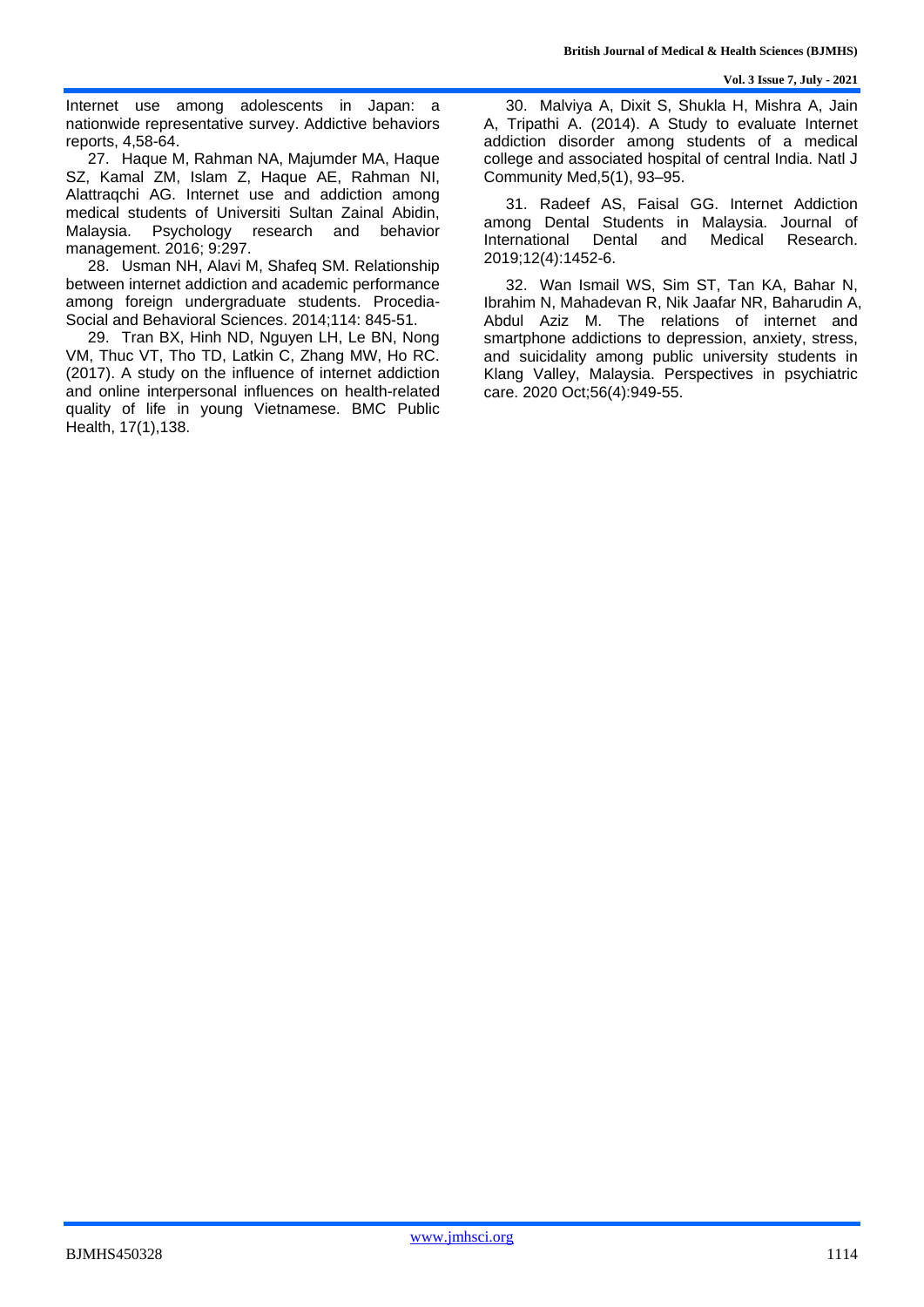Internet use among adolescents in Japan: a nationwide representative survey. Addictive behaviors reports, 4,58-64.

27. Haque M, Rahman NA, Majumder MA, Haque SZ, Kamal ZM, Islam Z, Haque AE, Rahman NI, Alattraqchi AG. Internet use and addiction among medical students of Universiti Sultan Zainal Abidin, Malaysia. Psychology research and behavior management. 2016; 9:297.

28. Usman NH, Alavi M, Shafeq SM. Relationship between internet addiction and academic performance among foreign undergraduate students. Procedia-Social and Behavioral Sciences. 2014;114: 845-51.

29. Tran BX, Hinh ND, Nguyen LH, Le BN, Nong VM, Thuc VT, Tho TD, Latkin C, Zhang MW, Ho RC. (2017). A study on the influence of internet addiction and online interpersonal influences on health-related quality of life in young Vietnamese. BMC Public Health, 17(1),138.

30. Malviya A, Dixit S, Shukla H, Mishra A, Jain A, Tripathi A. (2014). A Study to evaluate Internet addiction disorder among students of a medical college and associated hospital of central India. Natl J Community Med,5(1), 93–95.

31. Radeef AS, Faisal GG. Internet Addiction among Dental Students in Malaysia. Journal of International Dental and Medical Research. 2019;12(4):1452-6.

32. Wan Ismail WS, Sim ST, Tan KA, Bahar N, Ibrahim N, Mahadevan R, Nik Jaafar NR, Baharudin A, Abdul Aziz M. The relations of internet and smartphone addictions to depression, anxiety, stress, and suicidality among public university students in Klang Valley, Malaysia. Perspectives in psychiatric care. 2020 Oct;56(4):949-55.